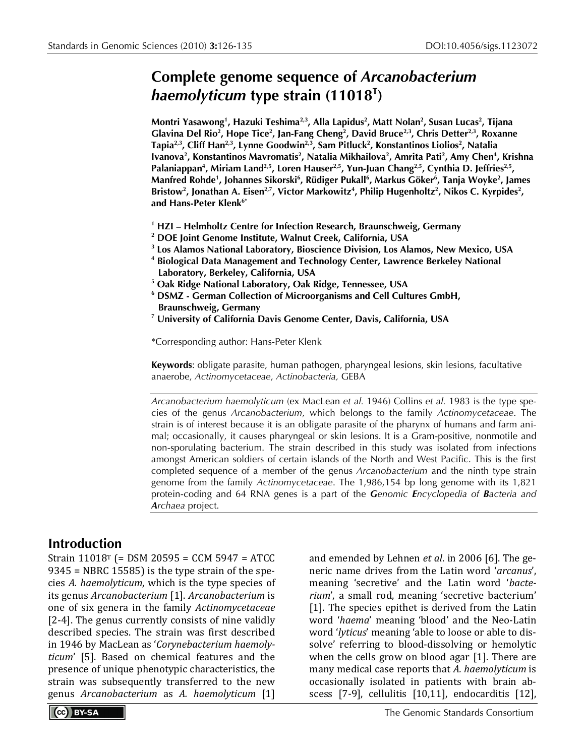# Complete genome sequence of *Arcanobacterium haemolyticum* type strain (11018[T])

**Montri Yasawong[1], Hazuki Teshima[2,3], Alla Lapidus[2], Matt Nolan[2], Susan Lucas[2], Tijana Glavina Del Rio[2], Hope Tice[2], Jan-Fang Cheng[2], David Bruce[2,3], Chris Detter[2,3], Roxanne Tapia[2,3], Cliff Han[2,3], Lynne Goodwin[2,3], Sam Pitluck[2], Konstantinos Liolios[2], Natalia Ivanova[2], Konstantinos Mavromatis[2], Natalia Mikhailova[2], Amrita Pati[2], Amy Chen[4], Krishna Palaniappan[4], Miriam Land[2,5], Loren Hauser[2,5], Yun-Juan Chang[2,5], Cynthia D. Jeffries[2,5], Manfred Rohde[1], Johannes Sikorski[6], Rüdiger Pukall[6], Markus Göker[6], Tanja Woyke[2], James Bristow[2], Jonathan A. Eisen[2,7], Victor Markowitz[4], Philip Hugenholtz[2], Nikos C. Kyrpides[2], and Hans-Peter Klenk[6]***

**[1] HZI – Helmholtz Centre for Infection Research, Braunschweig, Germany**
**[2] DOE Joint Genome Institute, Walnut Creek, California, USA**
**[3] Los Alamos National Laboratory, Bioscience Division, Los Alamos, New Mexico, USA**
**[4] Biological Data Management and Technology Center, Lawrence Berkeley National Laboratory, Berkeley, California, USA**
**[5] Oak Ridge National Laboratory, Oak Ridge, Tennessee, USA**
**[6] DSMZ - German Collection of Microorganisms and Cell Cultures GmbH, Braunschweig, Germany**
**[7] University of California Davis Genome Center, Davis, California, USA**

*Corresponding author: Hans-Peter Klenk

**Keywords**: obligate parasite, human pathogen, pharyngeal lesions, skin lesions, facultative anaerobe, *Actinomycetaceae*, *Actinobacteria,* GEBA

*Arcanobacterium haemolyticum* (ex MacLean *et al.* 1946) Collins *et al*. 1983 is the type species of the genus *Arcanobacterium*, which belongs to the family *Actinomycetaceae*. The strain is of interest because it is an obligate parasite of the pharynx of humans and farm animal; occasionally, it causes pharyngeal or skin lesions. It is a Gram-positive, nonmotile and non-sporulating bacterium. The strain described in this study was isolated from infections amongst American soldiers of certain islands of the North and West Pacific. This is the first completed sequence of a member of the genus *Arcanobacterium* and the ninth type strain genome from the family *Actinomycetaceae*. The 1,986,154 bp long genome with its 1,821 protein-coding and 64 RNA genes is a part of the ***G****enomic* ***E****ncyclopedia of* ***B****acteria and* ***A****rchaea* project.

## Introduction

Strain 11018[T] (= DSM 20595 = CCM 5947 = ATCC 9345 = NBRC 15585) is the type strain of the species *A. haemolyticum*, which is the type species of its genus *Arcanobacterium* [1]. *Arcanobacterium* is one of six genera in the family *Actinomycetaceae* [2-4]. The genus currently consists of nine validly described species. The strain was first described in 1946 by MacLean as '*Corynebacterium haemolyticum*' [5]. Based on chemical features and the presence of unique phenotypic characteristics, the strain was subsequently transferred to the new genus *Arcanobacterium* as *A. haemolyticum* [1] and emended by Lehnen *et al*. in 2006 [6]. The generic name drives from the Latin word '*arcanus*', meaning 'secretive' and the Latin word '*bacterium*', a small rod, meaning 'secretive bacterium' [1]. The species epithet is derived from the Latin word '*haema*' meaning 'blood' and the Neo-Latin word '*lyticus*' meaning 'able to loose or able to dissolve' referring to blood-dissolving or hemolytic when the cells grow on blood agar [1]. There are many medical case reports that *A. haemolyticum* is occasionally isolated in patients with brain abscess [7-9], cellulitis [10,11], endocarditis [12],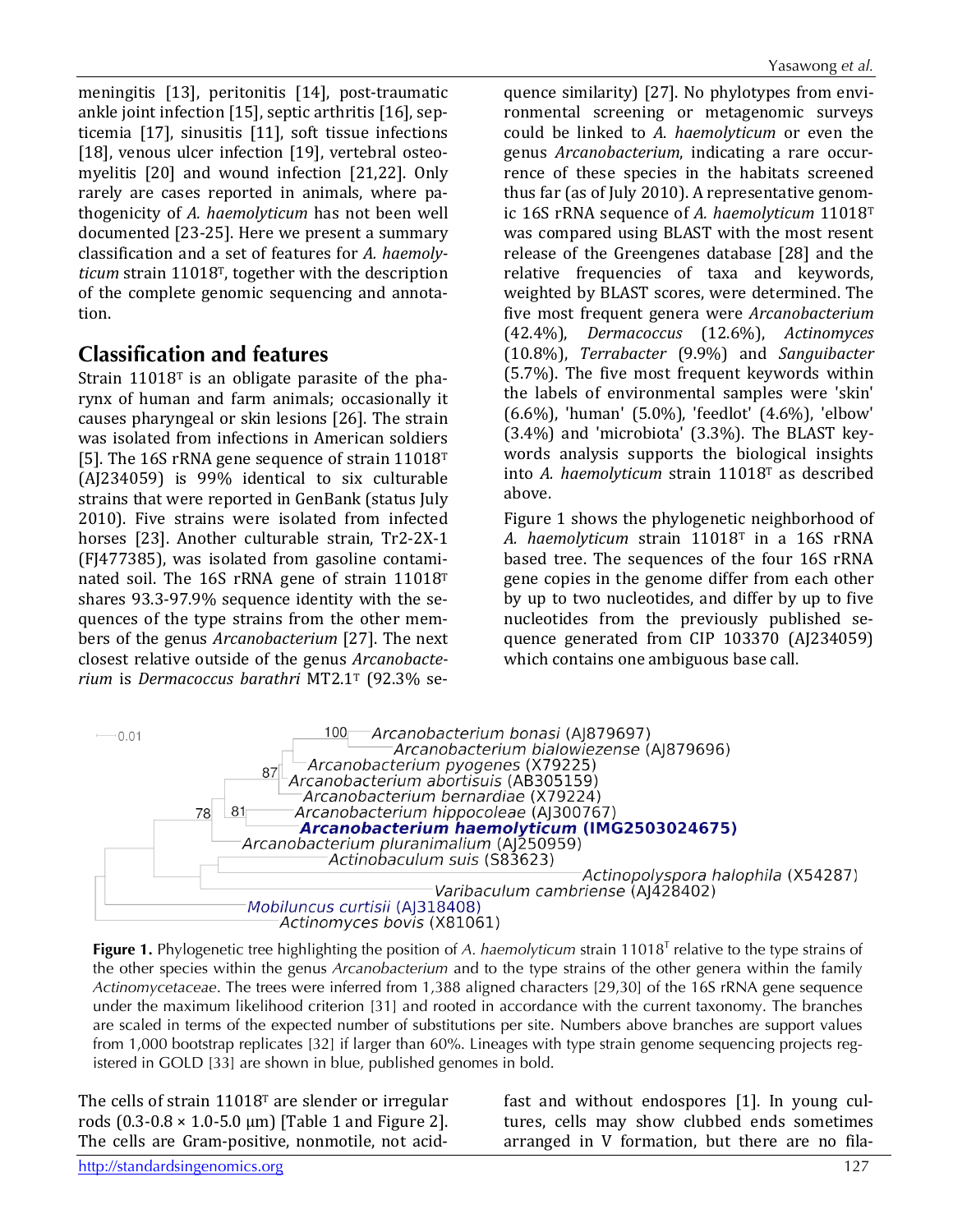meningitis [13], peritonitis [14], post-traumatic ankle joint infection [15], septic arthritis [16], septicemia [17], sinusitis [11], soft tissue infections [18], venous ulcer infection [19], vertebral osteomyelitis [20] and wound infection [21,22]. Only rarely are cases reported in animals, where pathogenicity of *A. haemolyticum* has not been well documented [23-25]. Here we present a summary classification and a set of features for *A. haemolyticum* strain 11018ᵀ, together with the description of the complete genomic sequencing and annotation.

## Classification and features

Strain 11018ᵀ is an obligate parasite of the pharynx of human and farm animals; occasionally it causes pharyngeal or skin lesions [26]. The strain was isolated from infections in American soldiers [5]. The 16S rRNA gene sequence of strain 11018ᵀ (AJ234059) is 99% identical to six culturable strains that were reported in GenBank (status July 2010). Five strains were isolated from infected horses [23]. Another culturable strain, Tr2-2X-1 (FJ477385), was isolated from gasoline contaminated soil. The 16S rRNA gene of strain 11018ᵀ shares 93.3-97.9% sequence identity with the sequences of the type strains from the other members of the genus *Arcanobacterium* [27]. The next closest relative outside of the genus *Arcanobacterium* is *Dermacoccus barathri* MT2.1ᵀ (92.3% sequence similarity) [27]. No phylotypes from environmental screening or metagenomic surveys could be linked to *A. haemolyticum* or even the genus *Arcanobacterium*, indicating a rare occurrence of these species in the habitats screened thus far (as of July 2010). A representative genomic 16S rRNA sequence of *A. haemolyticum* 11018ᵀ was compared using BLAST with the most resent release of the Greengenes database [28] and the relative frequencies of taxa and keywords, weighted by BLAST scores, were determined. The five most frequent genera were *Arcanobacterium* (42.4%), *Dermacoccus* (12.6%), *Actinomyces* (10.8%), *Terrabacter* (9.9%) and *Sanguibacter* (5.7%). The five most frequent keywords within the labels of environmental samples were 'skin' (6.6%), 'human' (5.0%), 'feedlot' (4.6%), 'elbow' (3.4%) and 'microbiota' (3.3%). The BLAST keywords analysis supports the biological insights into *A. haemolyticum* strain 11018ᵀ as described above.

Figure 1 shows the phylogenetic neighborhood of *A. haemolyticum* strain 11018ᵀ in a 16S rRNA based tree. The sequences of the four 16S rRNA gene copies in the genome differ from each other by up to two nucleotides, and differ by up to five nucleotides from the previously published sequence generated from CIP 103370 (AJ234059) which contains one ambiguous base call.

**Figure 1.** Phylogenetic tree highlighting the position of *A. haemolyticum* strain 11018ᵀ relative to the type strains of the other species within the genus *Arcanobacterium* and to the type strains of the other genera within the family *Actinomycetaceae*. The trees were inferred from 1,388 aligned characters [29,30] of the 16S rRNA gene sequence under the maximum likelihood criterion [31] and rooted in accordance with the current taxonomy. The branches are scaled in terms of the expected number of substitutions per site. Numbers above branches are support values from 1,000 bootstrap replicates [32] if larger than 60%. Lineages with type strain genome sequencing projects registered in GOLD [33] are shown in blue, published genomes in bold.

The cells of strain 11018ᵀ are slender or irregular rods (0.3-0.8 × 1.0-5.0 µm) [Table 1 and Figure 2]. The cells are Gram-positive, nonmotile, not acid-fast and without endospores [1]. In young cultures, cells may show clubbed ends sometimes arranged in V formation, but there are no fila-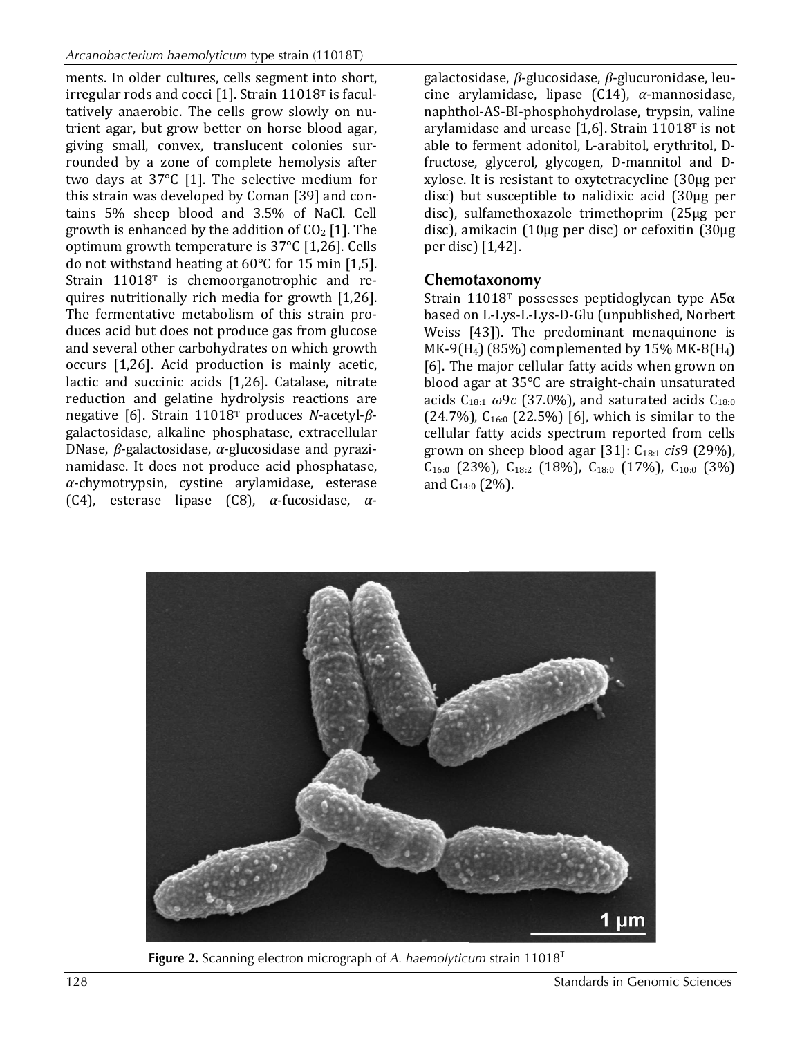ments. In older cultures, cells segment into short, irregular rods and cocci [1]. Strain 11018[T] is facultatively anaerobic. The cells grow slowly on nutrient agar, but grow better on horse blood agar, giving small, convex, translucent colonies surrounded by a zone of complete hemolysis after two days at 37°C [1]. The selective medium for this strain was developed by Coman [39] and contains 5% sheep blood and 3.5% of NaCl. Cell growth is enhanced by the addition of $CO_2$ [1]. The optimum growth temperature is 37°C [1,26]. Cells do not withstand heating at 60°C for 15 min [1,5]. Strain 11018[T] is chemoorganotrophic and requires nutritionally rich media for growth [1,26]. The fermentative metabolism of this strain produces acid but does not produce gas from glucose and several other carbohydrates on which growth occurs [1,26]. Acid production is mainly acetic, lactic and succinic acids [1,26]. Catalase, nitrate reduction and gelatine hydrolysis reactions are negative [6]. Strain 11018[T] produces *N*-acetyl-*β*-galactosidase, alkaline phosphatase, extracellular DNase, *β*-galactosidase, *α*-glucosidase and pyrazinamidase. It does not produce acid phosphatase, *α*-chymotrypsin, cystine arylamidase, esterase (C4), esterase lipase (C8), *α*-fucosidase, *α*-galactosidase, *β*-glucosidase, *β*-glucuronidase, leucine arylamidase, lipase (C14), *α*-mannosidase, naphthol-AS-BI-phosphohydrolase, trypsin, valine arylamidase and urease [1,6]. Strain 11018[T] is not able to ferment adonitol, L-arabitol, erythritol, D-fructose, glycerol, glycogen, D-mannitol and D-xylose. It is resistant to oxytetracycline (30µg per disc) but susceptible to nalidixic acid (30µg per disc), sulfamethoxazole trimethoprim (25µg per disc), amikacin (10µg per disc) or cefoxitin (30µg per disc) [1,42].

## Chemotaxonomy

Strain 11018[T] possesses peptidoglycan type A5α based on L-Lys-L-Lys-D-Glu (unpublished, Norbert Weiss [43]). The predominant menaquinone is MK-9($H_4$) (85%) complemented by 15% MK-8($H_4$) [6]. The major cellular fatty acids when grown on blood agar at 35°C are straight-chain unsaturated acids $C_{18:1}$ *ω*9*c* (37.0%), and saturated acids $C_{18:0}$ (24.7%), $C_{16:0}$ (22.5%) [6], which is similar to the cellular fatty acids spectrum reported from cells grown on sheep blood agar [31]: $C_{18:1}$ *cis*9 (29%), $C_{16:0}$ (23%), $C_{18:2}$ (18%), $C_{18:0}$ (17%), $C_{10:0}$ (3%) and $C_{14:0}$ (2%).

**Figure 2.** Scanning electron micrograph of *A. haemolyticum* strain 11018[T]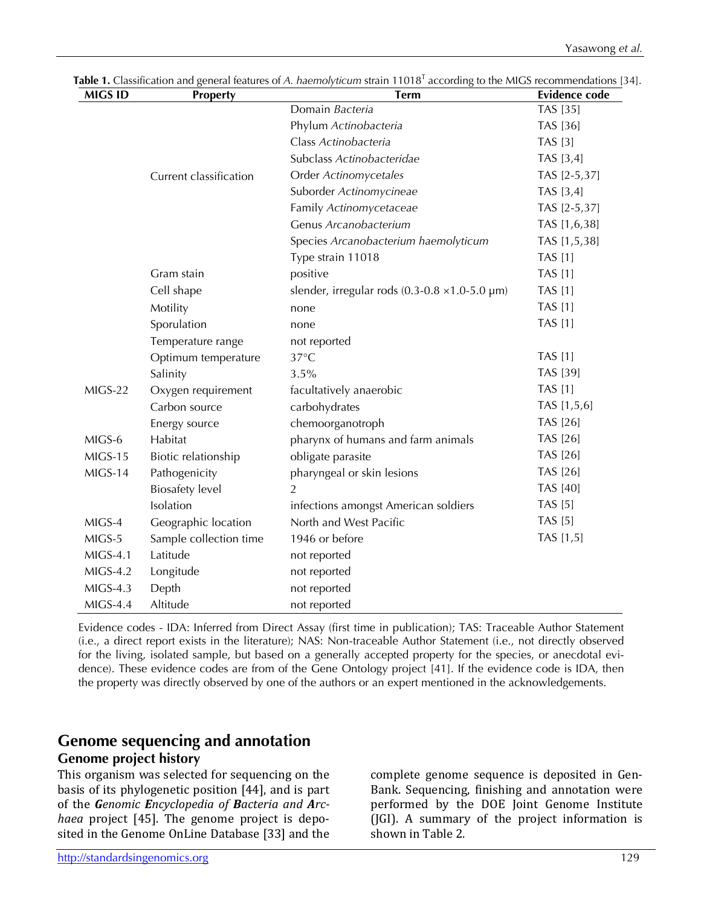**Table 1.** Classification and general features of *A. haemolyticum* strain 11018[T] according to the MIGS recommendations [34].

| MIGS ID | Property | Term | Evidence code |
|---|---|---|---|
| | Current classification | Domain *Bacteria* | TAS [35] |
| | | Phylum *Actinobacteria* | TAS [36] |
| | | Class *Actinobacteria* | TAS [3] |
| | | Subclass *Actinobacteridae* | TAS [3,4] |
| | | Order *Actinomycetales* | TAS [2-5,37] |
| | | Suborder *Actinomycineae* | TAS [3,4] |
| | | Family *Actinomycetaceae* | TAS [2-5,37] |
| | | Genus *Arcanobacterium* | TAS [1,6,38] |
| | | Species *Arcanobacterium haemolyticum* | TAS [1,5,38] |
| | | Type strain 11018 | TAS [1] |
| | Gram stain | positive | TAS [1] |
| | Cell shape | slender, irregular rods (0.3-0.8 ×1.0-5.0 µm) | TAS [1] |
| | Motility | none | TAS [1] |
| | Sporulation | none | TAS [1] |
| | Temperature range | not reported | |
| | Optimum temperature | 37°C | TAS [1] |
| | Salinity | 3.5% | TAS [39] |
| MIGS-22 | Oxygen requirement | facultatively anaerobic | TAS [1] |
| | Carbon source | carbohydrates | TAS [1,5,6] |
| | Energy source | chemoorganotroph | TAS [26] |
| MIGS-6 | Habitat | pharynx of humans and farm animals | TAS [26] |
| MIGS-15 | Biotic relationship | obligate parasite | TAS [26] |
| MIGS-14 | Pathogenicity | pharyngeal or skin lesions | TAS [26] |
| | Biosafety level | 2 | TAS [40] |
| | Isolation | infections amongst American soldiers | TAS [5] |
| MIGS-4 | Geographic location | North and West Pacific | TAS [5] |
| MIGS-5 | Sample collection time | 1946 or before | TAS [1,5] |
| MIGS-4.1 | Latitude | not reported | |
| MIGS-4.2 | Longitude | not reported | |
| MIGS-4.3 | Depth | not reported | |
| MIGS-4.4 | Altitude | not reported | |

Evidence codes - IDA: Inferred from Direct Assay (first time in publication); TAS: Traceable Author Statement (i.e., a direct report exists in the literature); NAS: Non-traceable Author Statement (i.e., not directly observed for the living, isolated sample, but based on a generally accepted property for the species, or anecdotal evidence). These evidence codes are from of the Gene Ontology project [41]. If the evidence code is IDA, then the property was directly observed by one of the authors or an expert mentioned in the acknowledgements.

## Genome sequencing and annotation

### Genome project history

This organism was selected for sequencing on the basis of its phylogenetic position [44], and is part of the ***G**enomic **E**ncyclopedia of **B**acteria and **A**rchaea* project [45]. The genome project is deposited in the Genome OnLine Database [33] and the complete genome sequence is deposited in GenBank. Sequencing, finishing and annotation were performed by the DOE Joint Genome Institute (JGI). A summary of the project information is shown in Table 2.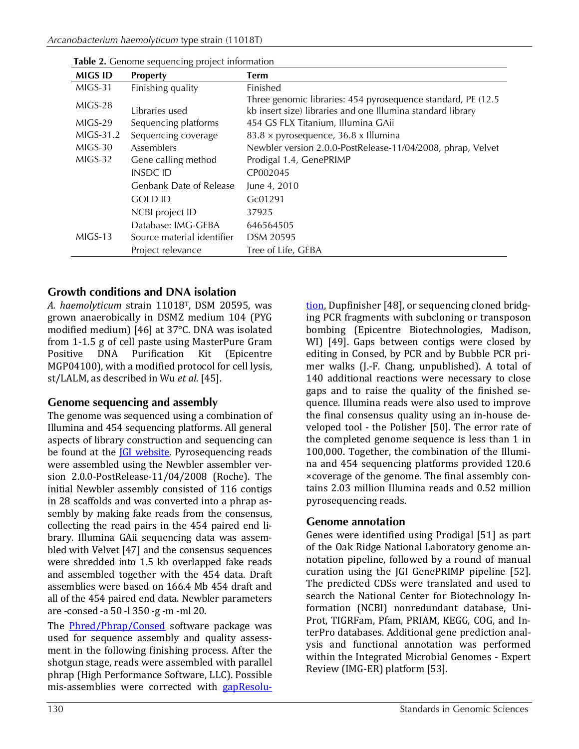**Table 2.** Genome sequencing project information

| MIGS ID | Property | Term |
| --- | --- | --- |
| MIGS-31 | Finishing quality | Finished |
| MIGS-28 | Libraries used | Three genomic libraries: 454 pyrosequence standard, PE (12.5 kb insert size) libraries and one Illumina standard library |
| MIGS-29 | Sequencing platforms | 454 GS FLX Titanium, Illumina GAii |
| MIGS-31.2 | Sequencing coverage | 83.8 × pyrosequence, 36.8 x Illumina |
| MIGS-30 | Assemblers | Newbler version 2.0.0-PostRelease-11/04/2008, phrap, Velvet |
| MIGS-32 | Gene calling method | Prodigal 1.4, GenePRIMP |
| | INSDC ID | CP002045 |
| | Genbank Date of Release | June 4, 2010 |
| | GOLD ID | Gc01291 |
| | NCBI project ID | 37925 |
| | Database: IMG-GEBA | 646564505 |
| MIGS-13 | Source material identifier | DSM 20595 |
| | Project relevance | Tree of Life, GEBA |

## Growth conditions and DNA isolation

*A. haemolyticum* strain 11018$^T$, DSM 20595, was grown anaerobically in DSMZ medium 104 (PYG modified medium) [46] at 37°C. DNA was isolated from 1-1.5 g of cell paste using MasterPure Gram Positive DNA Purification Kit (Epicentre MGP04100), with a modified protocol for cell lysis, st/LALM, as described in Wu *et al*. [45].

## Genome sequencing and assembly

The genome was sequenced using a combination of Illumina and 454 sequencing platforms. All general aspects of library construction and sequencing can be found at the JGI website. Pyrosequencing reads were assembled using the Newbler assembler version 2.0.0-PostRelease-11/04/2008 (Roche). The initial Newbler assembly consisted of 116 contigs in 28 scaffolds and was converted into a phrap assembly by making fake reads from the consensus, collecting the read pairs in the 454 paired end library. Illumina GAii sequencing data was assembled with Velvet [47] and the consensus sequences were shredded into 1.5 kb overlapped fake reads and assembled together with the 454 data. Draft assemblies were based on 166.4 Mb 454 draft and all of the 454 paired end data. Newbler parameters are -consed -a 50 -l 350 -g -m -ml 20.

The Phred/Phrap/Consed software package was used for sequence assembly and quality assessment in the following finishing process. After the shotgun stage, reads were assembled with parallel phrap (High Performance Software, LLC). Possible mis-assemblies were corrected with gapResolution, Dupfinisher [48], or sequencing cloned bridging PCR fragments with subcloning or transposon bombing (Epicentre Biotechnologies, Madison, WI) [49]. Gaps between contigs were closed by editing in Consed, by PCR and by Bubble PCR primer walks (J.-F. Chang, unpublished). A total of 140 additional reactions were necessary to close gaps and to raise the quality of the finished sequence. Illumina reads were also used to improve the final consensus quality using an in-house developed tool - the Polisher [50]. The error rate of the completed genome sequence is less than 1 in 100,000. Together, the combination of the Illumina and 454 sequencing platforms provided 120.6 ×coverage of the genome. The final assembly contains 2.03 million Illumina reads and 0.52 million pyrosequencing reads.

## Genome annotation

Genes were identified using Prodigal [51] as part of the Oak Ridge National Laboratory genome annotation pipeline, followed by a round of manual curation using the JGI GenePRIMP pipeline [52]. The predicted CDSs were translated and used to search the National Center for Biotechnology Information (NCBI) nonredundant database, UniProt, TIGRFam, Pfam, PRIAM, KEGG, COG, and InterPro databases. Additional gene prediction analysis and functional annotation was performed within the Integrated Microbial Genomes - Expert Review (IMG-ER) platform [53].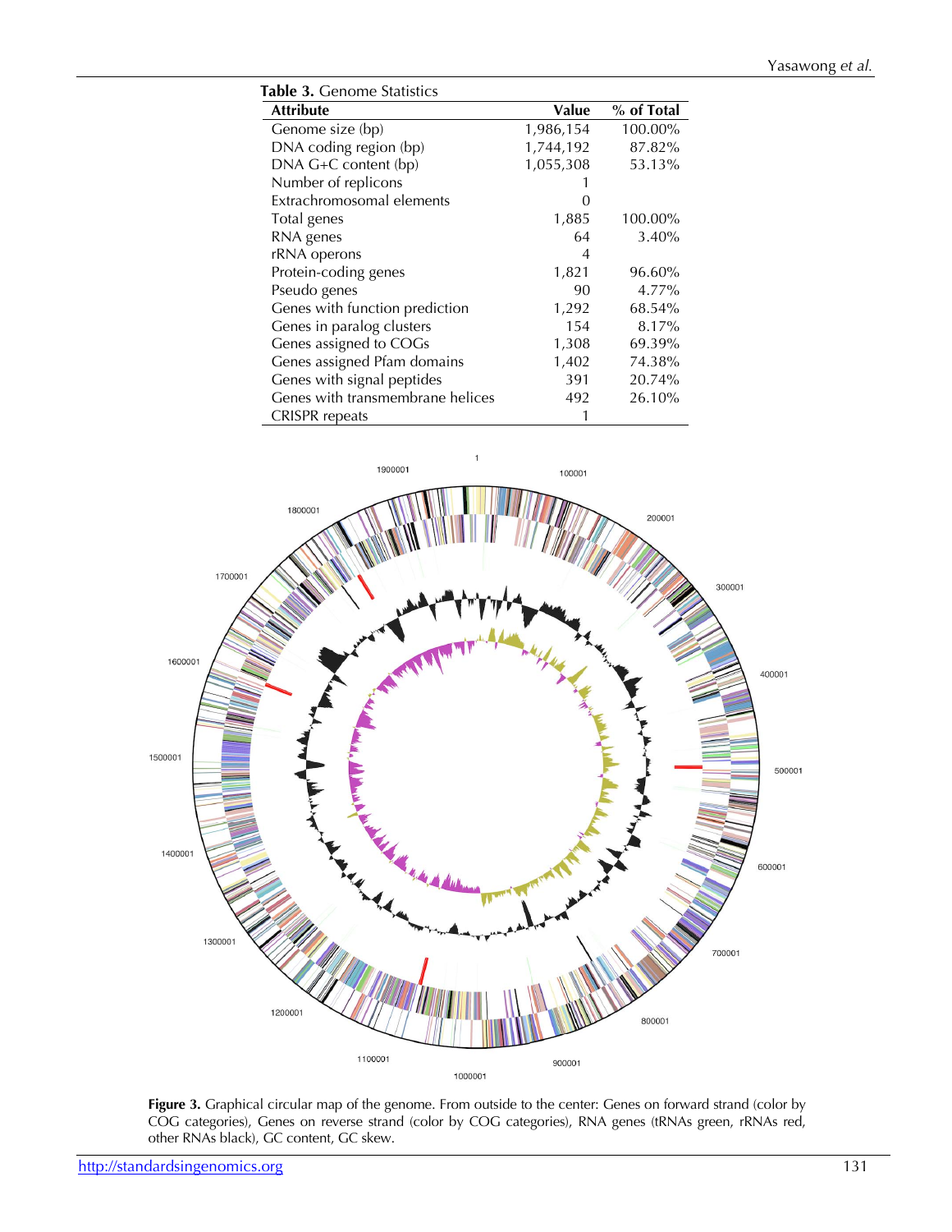**Table 3.** Genome Statistics

| Attribute | Value | % of Total |
|---|---|---|
| Genome size (bp) | 1,986,154 | 100.00% |
| DNA coding region (bp) | 1,744,192 | 87.82% |
| DNA G+C content (bp) | 1,055,308 | 53.13% |
| Number of replicons | 1 | |
| Extrachromosomal elements | 0 | |
| Total genes | 1,885 | 100.00% |
| RNA genes | 64 | 3.40% |
| rRNA operons | 4 | |
| Protein-coding genes | 1,821 | 96.60% |
| Pseudo genes | 90 | 4.77% |
| Genes with function prediction | 1,292 | 68.54% |
| Genes in paralog clusters | 154 | 8.17% |
| Genes assigned to COGs | 1,308 | 69.39% |
| Genes assigned Pfam domains | 1,402 | 74.38% |
| Genes with signal peptides | 391 | 20.74% |
| Genes with transmembrane helices | 492 | 26.10% |
| CRISPR repeats | 1 | |

**Figure 3.** Graphical circular map of the genome. From outside to the center: Genes on forward strand (color by COG categories), Genes on reverse strand (color by COG categories), RNA genes (tRNAs green, rRNAs red, other RNAs black), GC content, GC skew.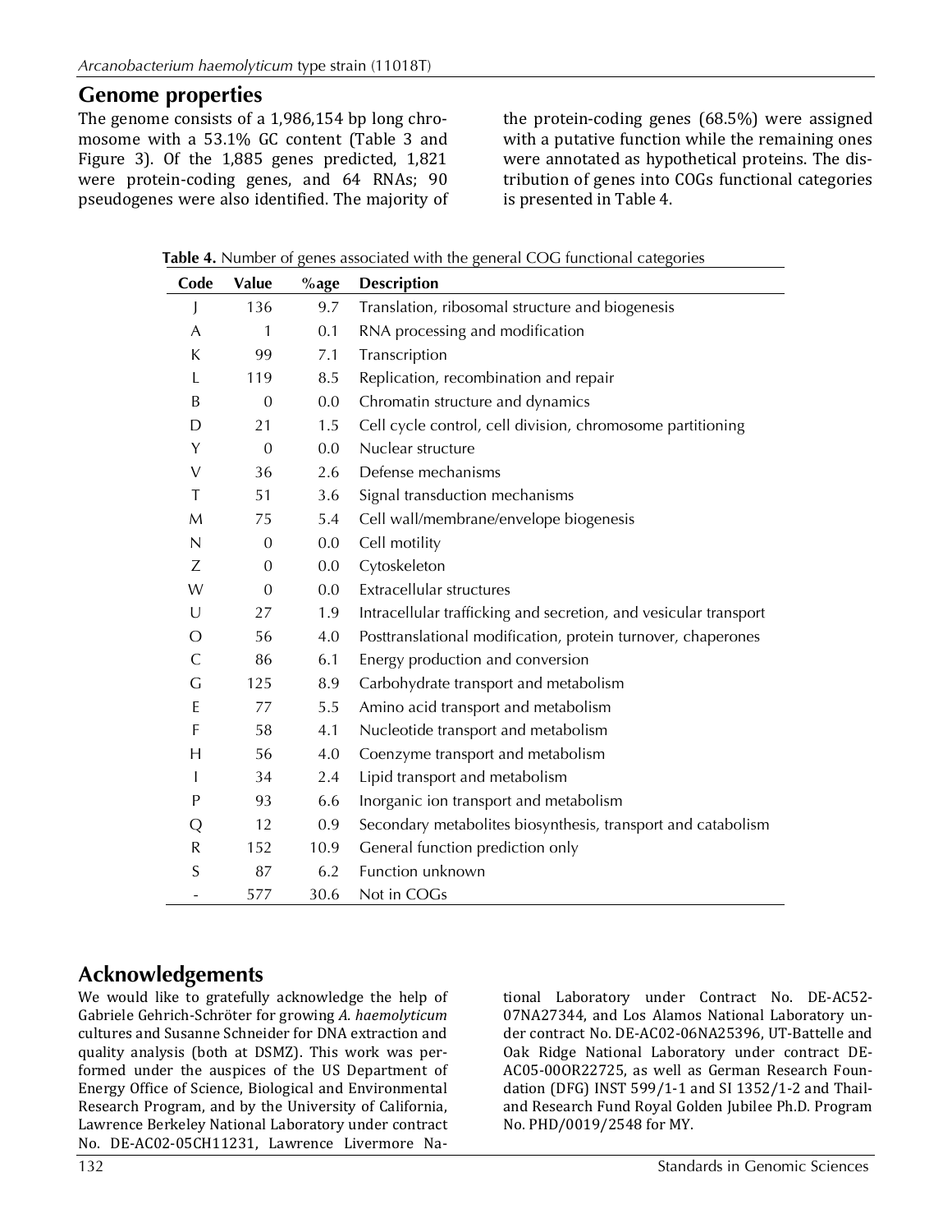## Genome properties

The genome consists of a 1,986,154 bp long chromosome with a 53.1% GC content (Table 3 and Figure 3). Of the 1,885 genes predicted, 1,821 were protein-coding genes, and 64 RNAs; 90 pseudogenes were also identified. The majority of the protein-coding genes (68.5%) were assigned with a putative function while the remaining ones were annotated as hypothetical proteins. The distribution of genes into COGs functional categories is presented in Table 4.

**Table 4.** Number of genes associated with the general COG functional categories

| Code | Value | %age | Description |
|---|---|---|---|
| J | 136 | 9.7 | Translation, ribosomal structure and biogenesis |
| A | 1 | 0.1 | RNA processing and modification |
| K | 99 | 7.1 | Transcription |
| L | 119 | 8.5 | Replication, recombination and repair |
| B | 0 | 0.0 | Chromatin structure and dynamics |
| D | 21 | 1.5 | Cell cycle control, cell division, chromosome partitioning |
| Y | 0 | 0.0 | Nuclear structure |
| V | 36 | 2.6 | Defense mechanisms |
| T | 51 | 3.6 | Signal transduction mechanisms |
| M | 75 | 5.4 | Cell wall/membrane/envelope biogenesis |
| N | 0 | 0.0 | Cell motility |
| Z | 0 | 0.0 | Cytoskeleton |
| W | 0 | 0.0 | Extracellular structures |
| U | 27 | 1.9 | Intracellular trafficking and secretion, and vesicular transport |
| O | 56 | 4.0 | Posttranslational modification, protein turnover, chaperones |
| C | 86 | 6.1 | Energy production and conversion |
| G | 125 | 8.9 | Carbohydrate transport and metabolism |
| E | 77 | 5.5 | Amino acid transport and metabolism |
| F | 58 | 4.1 | Nucleotide transport and metabolism |
| H | 56 | 4.0 | Coenzyme transport and metabolism |
| I | 34 | 2.4 | Lipid transport and metabolism |
| P | 93 | 6.6 | Inorganic ion transport and metabolism |
| Q | 12 | 0.9 | Secondary metabolites biosynthesis, transport and catabolism |
| R | 152 | 10.9 | General function prediction only |
| S | 87 | 6.2 | Function unknown |
| - | 577 | 30.6 | Not in COGs |

## Acknowledgements

We would like to gratefully acknowledge the help of Gabriele Gehrich-Schröter for growing *A. haemolyticum* cultures and Susanne Schneider for DNA extraction and quality analysis (both at DSMZ). This work was performed under the auspices of the US Department of Energy Office of Science, Biological and Environmental Research Program, and by the University of California, Lawrence Berkeley National Laboratory under contract No. DE-AC02-05CH11231, Lawrence Livermore National Laboratory under Contract No. DE-AC52-07NA27344, and Los Alamos National Laboratory under contract No. DE-AC02-06NA25396, UT-Battelle and Oak Ridge National Laboratory under contract DE-AC05-00OR22725, as well as German Research Foundation (DFG) INST 599/1-1 and SI 1352/1-2 and Thailand Research Fund Royal Golden Jubilee Ph.D. Program No. PHD/0019/2548 for MY.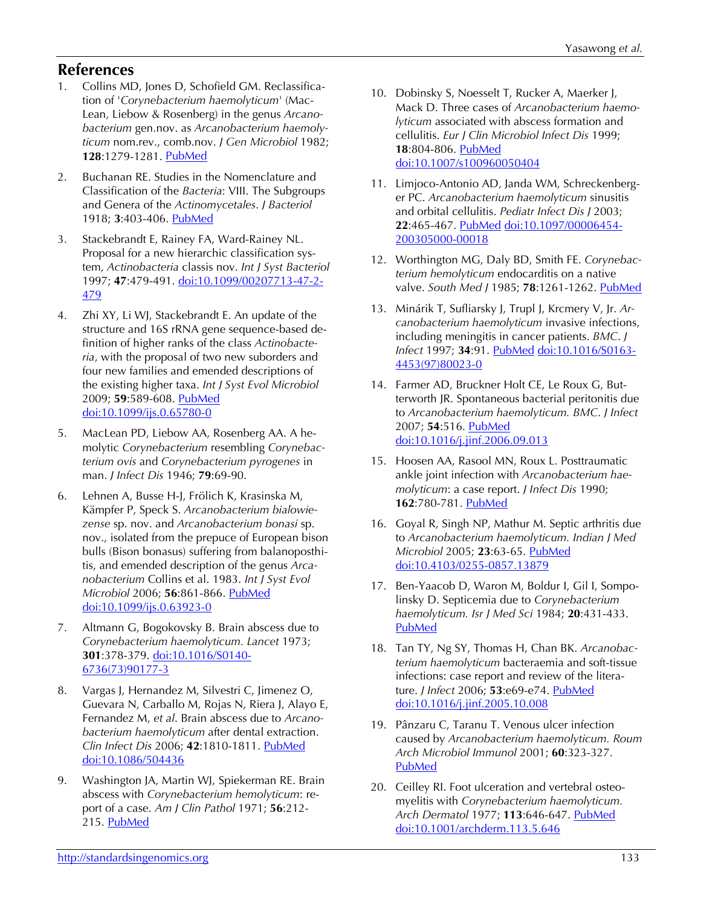## References

1. Collins MD, Jones D, Schofield GM. Reclassification of '*Corynebacterium haemolyticum*' (MacLean, Liebow & Rosenberg) in the genus *Arcanobacterium* gen.nov. as *Arcanobacterium haemolyticum* nom.rev., comb.nov. *J Gen Microbiol* 1982; **128**:1279-1281. PubMed

2. Buchanan RE. Studies in the Nomenclature and Classification of the *Bacteria*: VIII. The Subgroups and Genera of the *Actinomycetales*. *J Bacteriol* 1918; **3**:403-406. PubMed

3. Stackebrandt E, Rainey FA, Ward-Rainey NL. Proposal for a new hierarchic classification system, *Actinobacteria* classis nov. *Int J Syst Bacteriol* 1997; **47**:479-491. doi:10.1099/00207713-47-2-479

4. Zhi XY, Li WJ, Stackebrandt E. An update of the structure and 16S rRNA gene sequence-based definition of higher ranks of the class *Actinobacteria*, with the proposal of two new suborders and four new families and emended descriptions of the existing higher taxa. *Int J Syst Evol Microbiol* 2009; **59**:589-608. PubMed doi:10.1099/ijs.0.65780-0

5. MacLean PD, Liebow AA, Rosenberg AA. A hemolytic *Corynebacterium* resembling *Corynebacterium ovis* and *Corynebacterium pyrogenes* in man. *J Infect Dis* 1946; **79**:69-90.

6. Lehnen A, Busse H-J, Frölich K, Krasinska M, Kämpfer P, Speck S. *Arcanobacterium bialowiezense* sp. nov. and *Arcanobacterium bonasi* sp. nov., isolated from the prepuce of European bison bulls (Bison bonasus) suffering from balanoposthitis, and emended description of the genus *Arcanobacterium* Collins et al. 1983. *Int J Syst Evol Microbiol* 2006; **56**:861-866. PubMed doi:10.1099/ijs.0.63923-0

7. Altmann G, Bogokovsky B. Brain abscess due to *Corynebacterium haemolyticum. Lancet* 1973; **301**:378-379. doi:10.1016/S0140-6736(73)90177-3

8. Vargas J, Hernandez M, Silvestri C, Jimenez O, Guevara N, Carballo M, Rojas N, Riera J, Alayo E, Fernandez M, *et al*. Brain abscess due to *Arcanobacterium haemolyticum* after dental extraction. *Clin Infect Dis* 2006; **42**:1810-1811. PubMed doi:10.1086/504436

9. Washington JA, Martin WJ, Spiekerman RE. Brain abscess with *Corynebacterium hemolyticum*: report of a case. *Am J Clin Pathol* 1971; **56**:212-215. PubMed

10. Dobinsky S, Noesselt T, Rucker A, Maerker J, Mack D. Three cases of *Arcanobacterium haemolyticum* associated with abscess formation and cellulitis. *Eur J Clin Microbiol Infect Dis* 1999; **18**:804-806. PubMed doi:10.1007/s100960050404

11. Limjoco-Antonio AD, Janda WM, Schreckenberger PC. *Arcanobacterium haemolyticum* sinusitis and orbital cellulitis. *Pediatr Infect Dis J* 2003; **22**:465-467. PubMed doi:10.1097/00006454-200305000-00018

12. Worthington MG, Daly BD, Smith FE. *Corynebacterium hemolyticum* endocarditis on a native valve. *South Med J* 1985; **78**:1261-1262. PubMed

13. Minárik T, Sufliarsky J, Trupl J, Krcmery V, Jr. *Arcanobacterium haemolyticum* invasive infections, including meningitis in cancer patients. *BMC. J Infect* 1997; **34**:91. PubMed doi:10.1016/S0163-4453(97)80023-0

14. Farmer AD, Bruckner Holt CE, Le Roux G, Butterworth JR. Spontaneous bacterial peritonitis due to *Arcanobacterium haemolyticum. BMC. J Infect* 2007; **54**:516. PubMed doi:10.1016/j.jinf.2006.09.013

15. Hoosen AA, Rasool MN, Roux L. Posttraumatic ankle joint infection with *Arcanobacterium haemolyticum*: a case report. *J Infect Dis* 1990; **162**:780-781. PubMed

16. Goyal R, Singh NP, Mathur M. Septic arthritis due to *Arcanobacterium haemolyticum. Indian J Med Microbiol* 2005; **23**:63-65. PubMed doi:10.4103/0255-0857.13879

17. Ben-Yaacob D, Waron M, Boldur I, Gil I, Sompolinsky D. Septicemia due to *Corynebacterium haemolyticum. Isr J Med Sci* 1984; **20**:431-433. PubMed

18. Tan TY, Ng SY, Thomas H, Chan BK. *Arcanobacterium haemolyticum* bacteraemia and soft-tissue infections: case report and review of the literature. *J Infect* 2006; **53**:e69-e74. PubMed doi:10.1016/j.jinf.2005.10.008

19. Pânzaru C, Taranu T. Venous ulcer infection caused by *Arcanobacterium haemolyticum. Roum Arch Microbiol Immunol* 2001; **60**:323-327. PubMed

20. Ceilley RI. Foot ulceration and vertebral osteomyelitis with *Corynebacterium haemolyticum. Arch Dermatol* 1977; **113**:646-647. PubMed doi:10.1001/archderm.113.5.646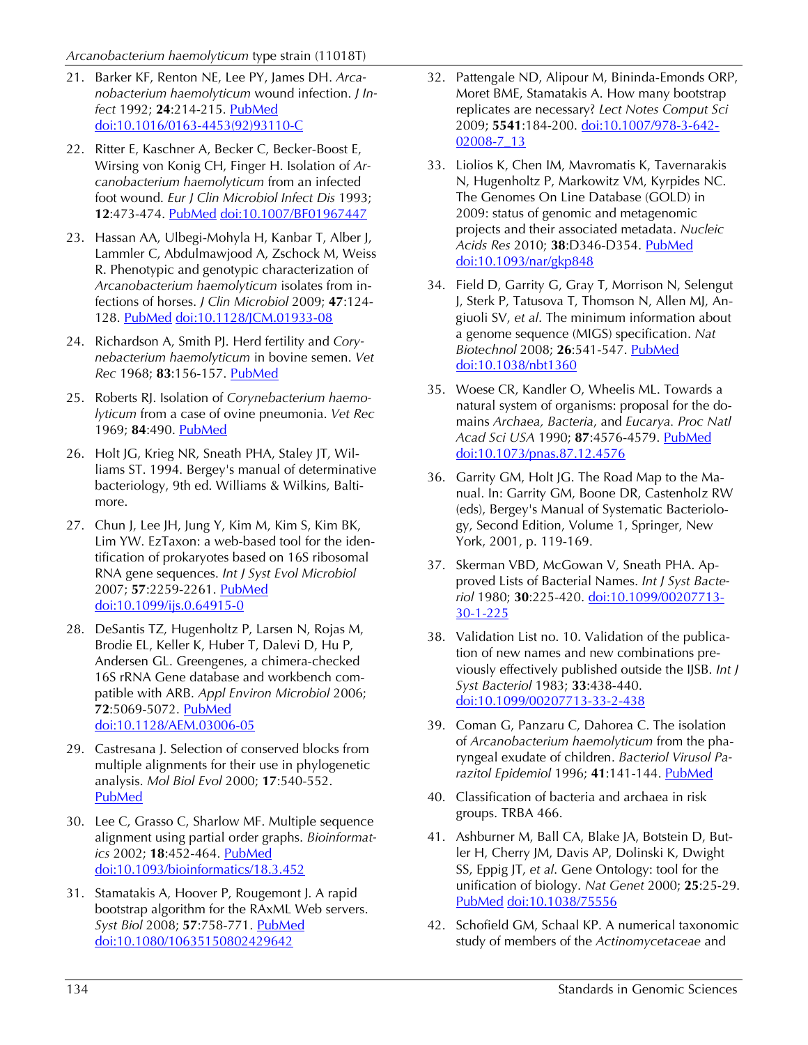21. Barker KF, Renton NE, Lee PY, James DH. *Arcanobacterium haemolyticum* wound infection. *J Infect* 1992; **24**:214-215. PubMed doi:10.1016/0163-4453(92)93110-C

22. Ritter E, Kaschner A, Becker C, Becker-Boost E, Wirsing von Konig CH, Finger H. Isolation of *Arcanobacterium haemolyticum* from an infected foot wound. *Eur J Clin Microbiol Infect Dis* 1993; **12**:473-474. PubMed doi:10.1007/BF01967447

23. Hassan AA, Ulbegi-Mohyla H, Kanbar T, Alber J, Lammler C, Abdulmawjood A, Zschock M, Weiss R. Phenotypic and genotypic characterization of *Arcanobacterium haemolyticum* isolates from infections of horses. *J Clin Microbiol* 2009; **47**:124-128. PubMed doi:10.1128/JCM.01933-08

24. Richardson A, Smith PJ. Herd fertility and *Corynebacterium haemolyticum* in bovine semen. *Vet Rec* 1968; **83**:156-157. PubMed

25. Roberts RJ. Isolation of *Corynebacterium haemolyticum* from a case of ovine pneumonia. *Vet Rec* 1969; **84**:490. PubMed

26. Holt JG, Krieg NR, Sneath PHA, Staley JT, Williams ST. 1994. Bergey's manual of determinative bacteriology, 9th ed. Williams & Wilkins, Baltimore.

27. Chun J, Lee JH, Jung Y, Kim M, Kim S, Kim BK, Lim YW. EzTaxon: a web-based tool for the identification of prokaryotes based on 16S ribosomal RNA gene sequences. *Int J Syst Evol Microbiol* 2007; **57**:2259-2261. PubMed doi:10.1099/ijs.0.64915-0

28. DeSantis TZ, Hugenholtz P, Larsen N, Rojas M, Brodie EL, Keller K, Huber T, Dalevi D, Hu P, Andersen GL. Greengenes, a chimera-checked 16S rRNA Gene database and workbench compatible with ARB. *Appl Environ Microbiol* 2006; **72**:5069-5072. PubMed doi:10.1128/AEM.03006-05

29. Castresana J. Selection of conserved blocks from multiple alignments for their use in phylogenetic analysis. *Mol Biol Evol* 2000; **17**:540-552. PubMed

30. Lee C, Grasso C, Sharlow MF. Multiple sequence alignment using partial order graphs. *Bioinformatics* 2002; **18**:452-464. PubMed doi:10.1093/bioinformatics/18.3.452

31. Stamatakis A, Hoover P, Rougemont J. A rapid bootstrap algorithm for the RAxML Web servers. *Syst Biol* 2008; **57**:758-771. PubMed doi:10.1080/10635150802429642

32. Pattengale ND, Alipour M, Bininda-Emonds ORP, Moret BME, Stamatakis A. How many bootstrap replicates are necessary? *Lect Notes Comput Sci* 2009; **5541**:184-200. doi:10.1007/978-3-642-02008-7_13

33. Liolios K, Chen IM, Mavromatis K, Tavernarakis N, Hugenholtz P, Markowitz VM, Kyrpides NC. The Genomes On Line Database (GOLD) in 2009: status of genomic and metagenomic projects and their associated metadata. *Nucleic Acids Res* 2010; **38**:D346-D354. PubMed doi:10.1093/nar/gkp848

34. Field D, Garrity G, Gray T, Morrison N, Selengut J, Sterk P, Tatusova T, Thomson N, Allen MJ, Angiuoli SV, *et al*. The minimum information about a genome sequence (MIGS) specification. *Nat Biotechnol* 2008; **26**:541-547. PubMed doi:10.1038/nbt1360

35. Woese CR, Kandler O, Wheelis ML. Towards a natural system of organisms: proposal for the domains *Archaea, Bacteria*, and *Eucarya*. *Proc Natl Acad Sci USA* 1990; **87**:4576-4579. PubMed doi:10.1073/pnas.87.12.4576

36. Garrity GM, Holt JG. The Road Map to the Manual. In: Garrity GM, Boone DR, Castenholz RW (eds), Bergey's Manual of Systematic Bacteriology, Second Edition, Volume 1, Springer, New York, 2001, p. 119-169.

37. Skerman VBD, McGowan V, Sneath PHA. Approved Lists of Bacterial Names. *Int J Syst Bacteriol* 1980; **30**:225-420. doi:10.1099/00207713-30-1-225

38. Validation List no. 10. Validation of the publication of new names and new combinations previously effectively published outside the IJSB. *Int J Syst Bacteriol* 1983; **33**:438-440. doi:10.1099/00207713-33-2-438

39. Coman G, Panzaru C, Dahorea C. The isolation of *Arcanobacterium haemolyticum* from the pharyngeal exudate of children. *Bacteriol Virusol Parazitol Epidemiol* 1996; **41**:141-144. PubMed

40. Classification of bacteria and archaea in risk groups. TRBA 466.

41. Ashburner M, Ball CA, Blake JA, Botstein D, Butler H, Cherry JM, Davis AP, Dolinski K, Dwight SS, Eppig JT, *et al*. Gene Ontology: tool for the unification of biology. *Nat Genet* 2000; **25**:25-29. PubMed doi:10.1038/75556

42. Schofield GM, Schaal KP. A numerical taxonomic study of members of the *Actinomycetaceae* and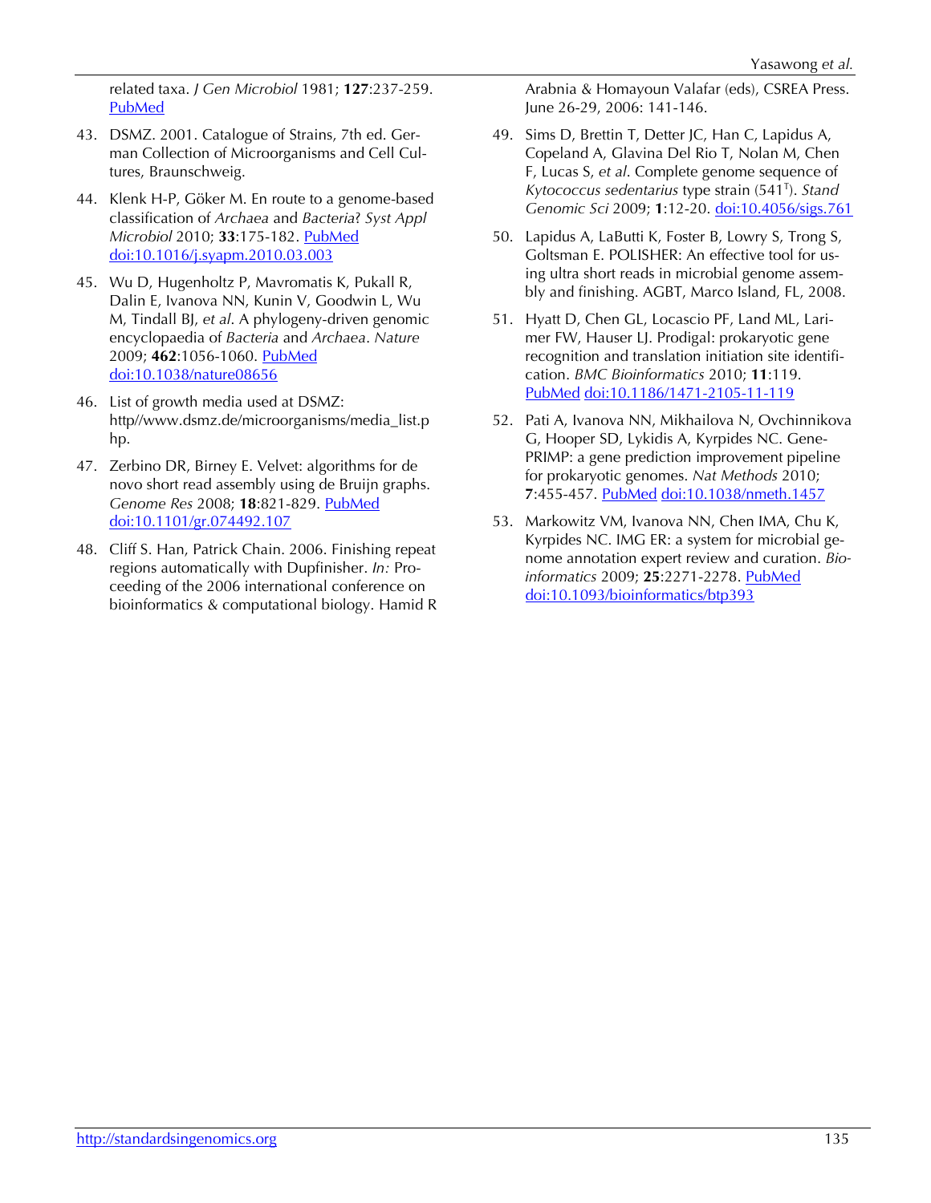related taxa. *J Gen Microbiol* 1981; **127**:237-259. PubMed

43. DSMZ. 2001. Catalogue of Strains, 7th ed. German Collection of Microorganisms and Cell Cultures, Braunschweig.

44. Klenk H-P, Göker M. En route to a genome-based classification of *Archaea* and *Bacteria*? *Syst Appl Microbiol* 2010; **33**:175-182. PubMed doi:10.1016/j.syapm.2010.03.003

45. Wu D, Hugenholtz P, Mavromatis K, Pukall R, Dalin E, Ivanova NN, Kunin V, Goodwin L, Wu M, Tindall BJ, *et al*. A phylogeny-driven genomic encyclopaedia of *Bacteria* and *Archaea*. *Nature* 2009; **462**:1056-1060. PubMed doi:10.1038/nature08656

46. List of growth media used at DSMZ: http//www.dsmz.de/microorganisms/media_list.php.

47. Zerbino DR, Birney E. Velvet: algorithms for de novo short read assembly using de Bruijn graphs. *Genome Res* 2008; **18**:821-829. PubMed doi:10.1101/gr.074492.107

48. Cliff S. Han, Patrick Chain. 2006. Finishing repeat regions automatically with Dupfinisher. *In:* Proceeding of the 2006 international conference on bioinformatics & computational biology. Hamid R Arabnia & Homayoun Valafar (eds), CSREA Press. June 26-29, 2006: 141-146.

49. Sims D, Brettin T, Detter JC, Han C, Lapidus A, Copeland A, Glavina Del Rio T, Nolan M, Chen F, Lucas S, *et al*. Complete genome sequence of *Kytococcus sedentarius* type strain (541[T]). *Stand Genomic Sci* 2009; **1**:12-20. doi:10.4056/sigs.761

50. Lapidus A, LaButti K, Foster B, Lowry S, Trong S, Goltsman E. POLISHER: An effective tool for using ultra short reads in microbial genome assembly and finishing. AGBT, Marco Island, FL, 2008.

51. Hyatt D, Chen GL, Locascio PF, Land ML, Larimer FW, Hauser LJ. Prodigal: prokaryotic gene recognition and translation initiation site identification. *BMC Bioinformatics* 2010; **11**:119. PubMed doi:10.1186/1471-2105-11-119

52. Pati A, Ivanova NN, Mikhailova N, Ovchinnikova G, Hooper SD, Lykidis A, Kyrpides NC. GenePRIMP: a gene prediction improvement pipeline for prokaryotic genomes. *Nat Methods* 2010; **7**:455-457. PubMed doi:10.1038/nmeth.1457

53. Markowitz VM, Ivanova NN, Chen IMA, Chu K, Kyrpides NC. IMG ER: a system for microbial genome annotation expert review and curation. *Bioinformatics* 2009; **25**:2271-2278. PubMed doi:10.1093/bioinformatics/btp393